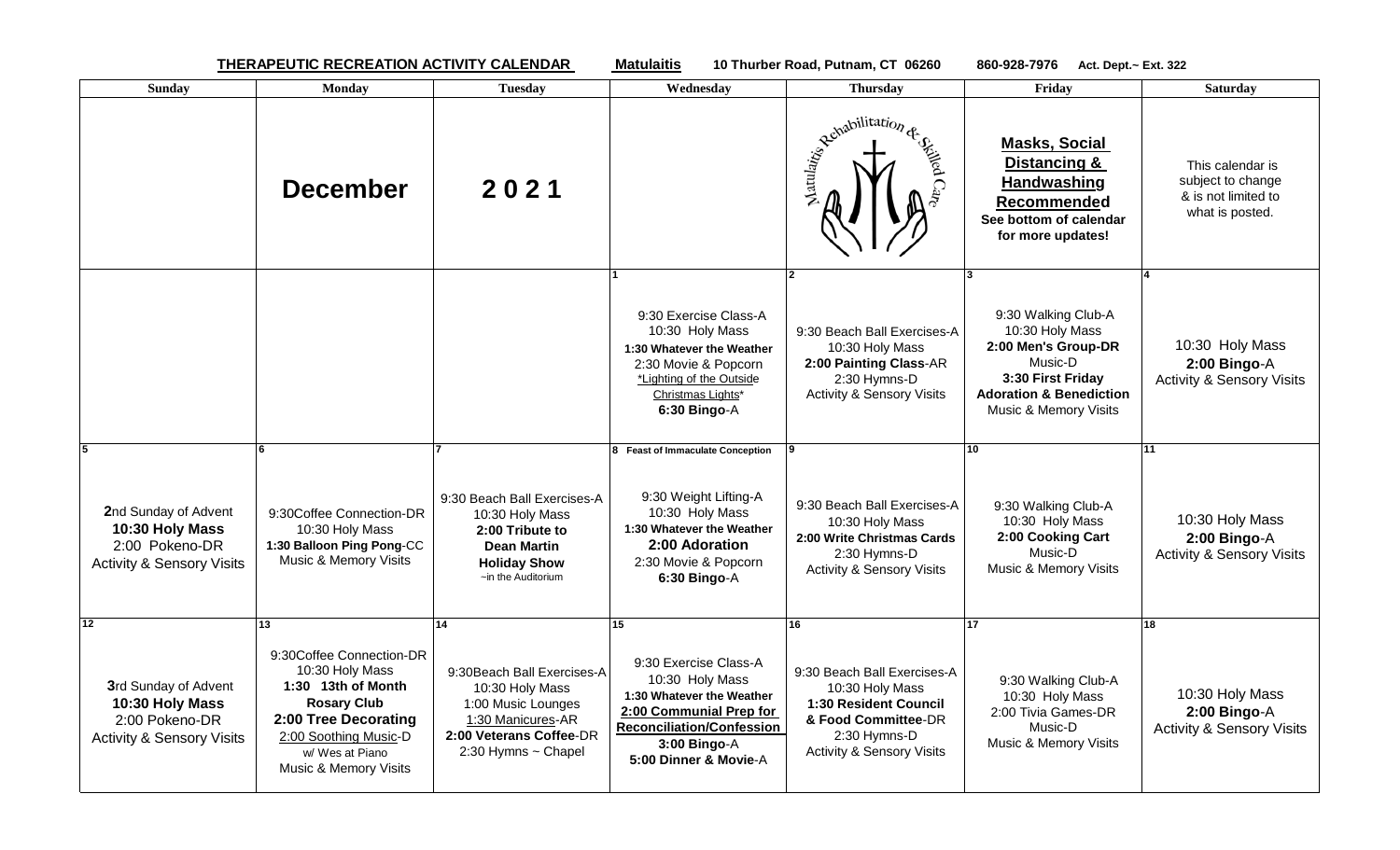**THERAPEUTIC RECREATION ACTIVITY CALENDAR** **Matulaitis** **10 Thurber Road, Putnam, CT 06260** **860-928-7976** **Act. Dept.~ Ext. 322**

| Sunday | Monday | Tuesday | Wednesday | Thursday | Friday | Saturday |
|---|---|---|---|---|---|---|
| | **December** | **2 0 2 1** | | Matulaitis Rehabilitation & Skilled Care | **Masks, Social Distancing & Handwashing Recommended**<br>**See bottom of calendar for more updates!** | This calendar is subject to change & is not limited to what is posted. |
| | | | **1**<br>9:30 Exercise Class-A<br>10:30 Holy Mass<br>**1:30 Whatever the Weather**<br>2:30 Movie & Popcorn<br>*Lighting of the Outside Christmas Lights*<br>**6:30 Bingo**-A | **2**<br>9:30 Beach Ball Exercises-A<br>10:30 Holy Mass<br>**2:00 Painting Class**-AR<br>2:30 Hymns-D<br>Activity & Sensory Visits | **3**<br>9:30 Walking Club-A<br>10:30 Holy Mass<br>**2:00 Men's Group-DR**<br>Music-D<br>**3:30 First Friday Adoration & Benediction**<br>Music & Memory Visits | **4**<br>10:30 Holy Mass<br>**2:00 Bingo**-A<br>Activity & Sensory Visits |
| **5**<br>**2**nd Sunday of Advent<br>**10:30 Holy Mass**<br>2:00 Pokeno-DR<br>Activity & Sensory Visits | **6**<br>9:30Coffee Connection-DR<br>10:30 Holy Mass<br>**1:30 Balloon Ping Pong**-CC<br>Music & Memory Visits | **7**<br>9:30 Beach Ball Exercises-A<br>10:30 Holy Mass<br>**2:00 Tribute to Dean Martin Holiday Show**<br>~in the Auditorium | **8 Feast of Immaculate Conception**<br>9:30 Weight Lifting-A<br>10:30 Holy Mass<br>**1:30 Whatever the Weather**<br>**2:00 Adoration**<br>2:30 Movie & Popcorn<br>**6:30 Bingo**-A | **9**<br>9:30 Beach Ball Exercises-A<br>10:30 Holy Mass<br>**2:00 Write Christmas Cards**<br>2:30 Hymns-D<br>Activity & Sensory Visits | **10**<br>9:30 Walking Club-A<br>10:30 Holy Mass<br>**2:00 Cooking Cart**<br>Music-D<br>Music & Memory Visits | **11**<br>10:30 Holy Mass<br>**2:00 Bingo**-A<br>Activity & Sensory Visits |
| **12**<br>**3**rd Sunday of Advent<br>**10:30 Holy Mass**<br>2:00 Pokeno-DR<br>Activity & Sensory Visits | **13**<br>9:30Coffee Connection-DR<br>10:30 Holy Mass<br>**1:30 13th of Month Rosary Club**<br>**2:00 Tree Decorating**<br>2:00 Soothing Music-D<br>w/ Wes at Piano<br>Music & Memory Visits | **14**<br>9:30Beach Ball Exercises-A<br>10:30 Holy Mass<br>1:00 Music Lounges<br>1:30 Manicures-AR<br>**2:00 Veterans Coffee**-DR<br>2:30 Hymns ~ Chapel | **15**<br>9:30 Exercise Class-A<br>10:30 Holy Mass<br>**1:30 Whatever the Weather**<br>**2:00 Communial Prep for Reconciliation/Confession**<br>**3:00 Bingo**-A<br>**5:00 Dinner & Movie**-A | **16**<br>9:30 Beach Ball Exercises-A<br>10:30 Holy Mass<br>**1:30 Resident Council & Food Committee**-DR<br>2:30 Hymns-D<br>Activity & Sensory Visits | **17**<br>9:30 Walking Club-A<br>10:30 Holy Mass<br>2:00 Tivia Games-DR<br>Music-D<br>Music & Memory Visits | **18**<br>10:30 Holy Mass<br>**2:00 Bingo**-A<br>Activity & Sensory Visits |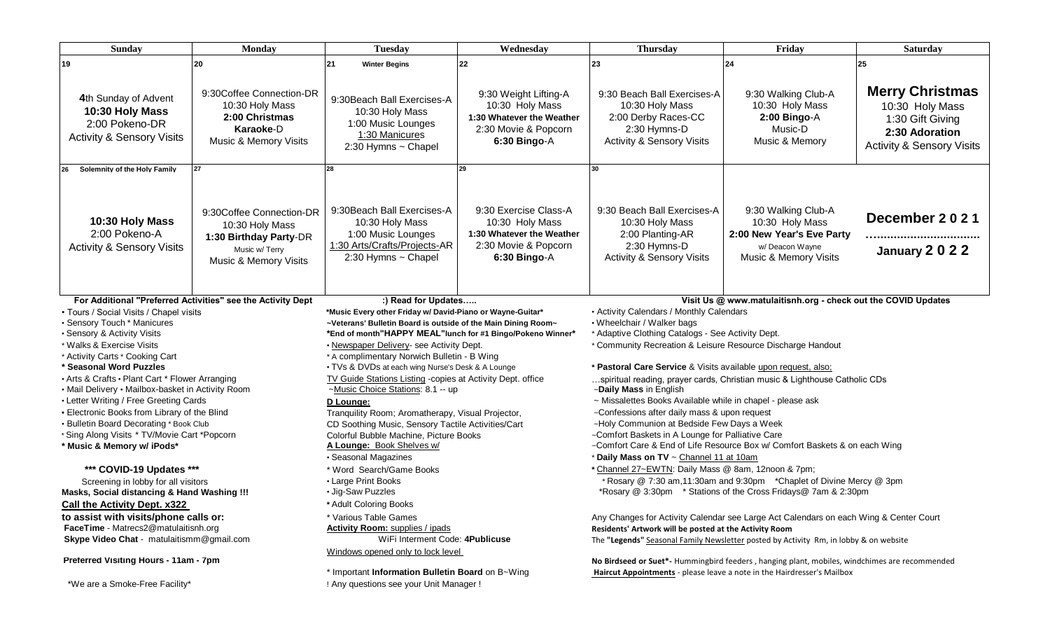| Sunday | Monday | Tuesday | Wednesday | Thursday | Friday | Saturday |
|---|---|---|---|---|---|---|
| 19<br><br>**4**th Sunday of Advent<br>**10:30 Holy Mass**<br>2:00 Pokeno-DR<br>Activity & Sensory Visits | 20<br><br>9:30Coffee Connection-DR<br>10:30 Holy Mass<br>**2:00 Christmas Karaoke**-D<br>Music & Memory Visits | 21 **Winter Begins**<br><br>9:30Beach Ball Exercises-A<br>10:30 Holy Mass<br>1:00 Music Lounges<br>1:30 Manicures<br>2:30 Hymns ~ Chapel | 22<br><br>9:30 Weight Lifting-A<br>10:30 Holy Mass<br>**1:30 Whatever the Weather**<br>2:30 Movie & Popcorn<br>**6:30 Bingo**-A | 23<br><br>9:30 Beach Ball Exercises-A<br>10:30 Holy Mass<br>2:00 Derby Races-CC<br>2:30 Hymns-D<br>Activity & Sensory Visits | 24<br><br>9:30 Walking Club-A<br>10:30 Holy Mass<br>**2:00 Bingo**-A<br>Music-D<br>Music & Memory | 25<br><br>**Merry Christmas**<br>10:30 Holy Mass<br>1:30 Gift Giving<br>**2:30 Adoration**<br>Activity & Sensory Visits |
| 26 **Solemnity of the Holy Family**<br><br>**10:30 Holy Mass**<br>2:00 Pokeno-A<br>Activity & Sensory Visits | 27<br><br>9:30Coffee Connection-DR<br>10:30 Holy Mass<br>**1:30 Birthday Party**-DR<br>Music w/ Terry<br>Music & Memory Visits | 28<br><br>9:30Beach Ball Exercises-A<br>10:30 Holy Mass<br>1:00 Music Lounges<br>1:30 Arts/Crafts/Projects-AR<br>2:30 Hymns ~ Chapel | 29<br><br>9:30 Exercise Class-A<br>10:30 Holy Mass<br>**1:30 Whatever the Weather**<br>2:30 Movie & Popcorn<br>**6:30 Bingo**-A | 30<br><br>9:30 Beach Ball Exercises-A<br>10:30 Holy Mass<br>2:00 Planting-AR<br>2:30 Hymns-D<br>Activity & Sensory Visits | <br><br>9:30 Walking Club-A<br>10:30 Holy Mass<br>**2:00 New Year's Eve Party**<br>w/ Deacon Wayne<br>Music & Memory Visits | **December 2 0 2 1**<br>**……………………….**<br>**January 2 0 2 2** |

**For Additional "Preferred Activities" see the Activity Dept**

- Tours / Social Visits / Chapel visits
- Sensory Touch * Manicures
- Sensory & Activity Visits
- Walks & Exercise Visits
- Activity Carts * Cooking Cart
- **Seasonal Word Puzzles**
- Arts & Crafts • Plant Cart * Flower Arranging
- Mail Delivery • Mailbox-basket in Activity Room
- Letter Writing / Free Greeting Cards
- Electronic Books from Library of the Blind
- Bulletin Board Decorating * Book Club
- Sing Along Visits * TV/Movie Cart *Popcorn
- **Music & Memory w/ iPods***

**\*\*\* COVID-19 Updates \*\*\***

Screening in lobby for all visitors

**Masks, Social distancing & Hand Washing !!!**

**Call the Activity Dept. x322**

**to assist with visits/phone calls or:**

**FaceTime** - Matrecs2@matulaitisnh.org

**Skype Video Chat** - matulaitismm@gmail.com

**Preferred Visiting Hours - 11am - 7pm**

*We are a Smoke-Free Facility*

**:) Read for Updates…..**

**\*Music Every other Friday w/ David-Piano or Wayne-Guitar\***

**~Veterans' Bulletin Board is outside of the Main Dining Room~**

**\*End of month"HAPPY MEAL"lunch for #1 Bingo/Pokeno Winner\***

- Newspaper Delivery- see Activity Dept.
- A complimentary Norwich Bulletin - B Wing
- TVs & DVDs at each wing Nurse's Desk & A Lounge

TV Guide Stations Listing -copies at Activity Dept. office

~Music Choice Stations: 8.1 -- up

**D Lounge:**

Tranquility Room; Aromatherapy, Visual Projector, CD Soothing Music, Sensory Tactile Activities/Cart

Colorful Bubble Machine, Picture Books

**A Lounge:** Book Shelves w/

- Seasonal Magazines
- Word Search/Game Books
- Large Print Books
- Jig-Saw Puzzles
- Adult Coloring Books
- Various Table Games

**Activity Room:** supplies / ipads

WiFi Interment Code: **4Publicuse**

Windows opened only to lock level

* Important **Information Bulletin Board** on B~Wing

! Any questions see your Unit Manager !

**Visit Us @ www.matulaitisnh.org - check out the COVID Updates**

- Activity Calendars / Monthly Calendars
- Wheelchair / Walker bags
- Adaptive Clothing Catalogs - See Activity Dept.
- Community Recreation & Leisure Resource Discharge Handout

**\* Pastoral Care Service** & Visits available upon request, also;

…spiritual reading, prayer cards, Christian music & Lighthouse Catholic CDs

~**Daily Mass** in English

~ Missalettes Books Available while in chapel - please ask

~Confessions after daily mass & upon request

~Holy Communion at Bedside Few Days a Week

~Comfort Baskets in A Lounge for Palliative Care

~Comfort Care & End of Life Resource Box w/ Comfort Baskets & on each Wing

\* **Daily Mass on TV** ~ Channel 11 at 10am

\* Channel 27~EWTN: Daily Mass @ 8am, 12noon & 7pm;

\*Rosary @ 7:30 am,11:30am and 9:30pm \*Chaplet of Divine Mercy @ 3pm

\*Rosary @ 3:30pm \* Stations of the Cross Fridays@ 7am & 2:30pm

Any Changes for Activity Calendar see Large Act Calendars on each Wing & Center Court

**Residents' Artwork will be posted at the Activity Room**

The **"Legends"** Seasonal Family Newsletter posted by Activity Rm, in lobby & on website

**No Birdseed or Suet\***- Hummingbird feeders , hanging plant, mobiles, windchimes are recommended

**Haircut Appointments** - please leave a note in the Hairdresser's Mailbox